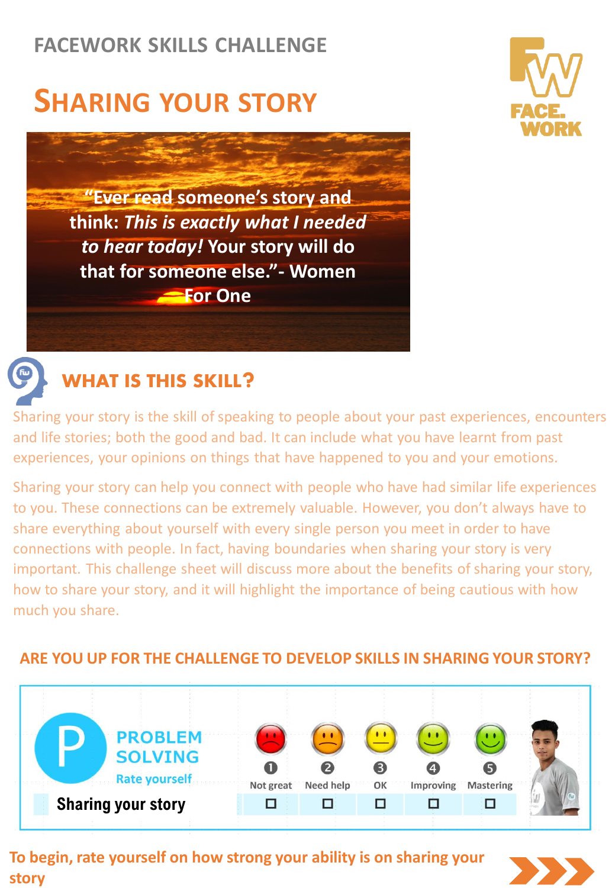FACEWORK SKILLS CHALLENGE

# SHARING YOUR STORY

"Ever read someone's story and think: *This is exactly what I needed to hear today!* Your story will do that for someone else."- Women For One

## WHAT IS THIS SKILL?

Sharing your story is the skill of speaking to people about your past experiences, encounters and life stories; both the good and bad. It can include what you have learnt from past experiences, your opinions on things that have happened to you and your emotions.

Sharing your story can help you connect with people who have had similar life experiences to you. These connections can be extremely valuable. However, you don't always have to share everything about yourself with every single person you meet in order to have connections with people. In fact, having boundaries when sharing your story is very important. This challenge sheet will discuss more about the benefits of sharing your story, how to share your story, and it will highlight the importance of being cautious with how much you share.

### ARE YOU UP FOR THE CHALLENGE TO DEVELOP SKILLS IN SHARING YOUR STORY?

**PROBLEM SOLVING**

Rate yourself

| | 1 Not great | 2 Need help | 3 OK | 4 Improving | 5 Mastering |
|---|---|---|---|---|---|
| Sharing your story | ☐ | ☐ | ☐ | ☐ | ☐ |

**To begin, rate yourself on how strong your ability is on sharing your story**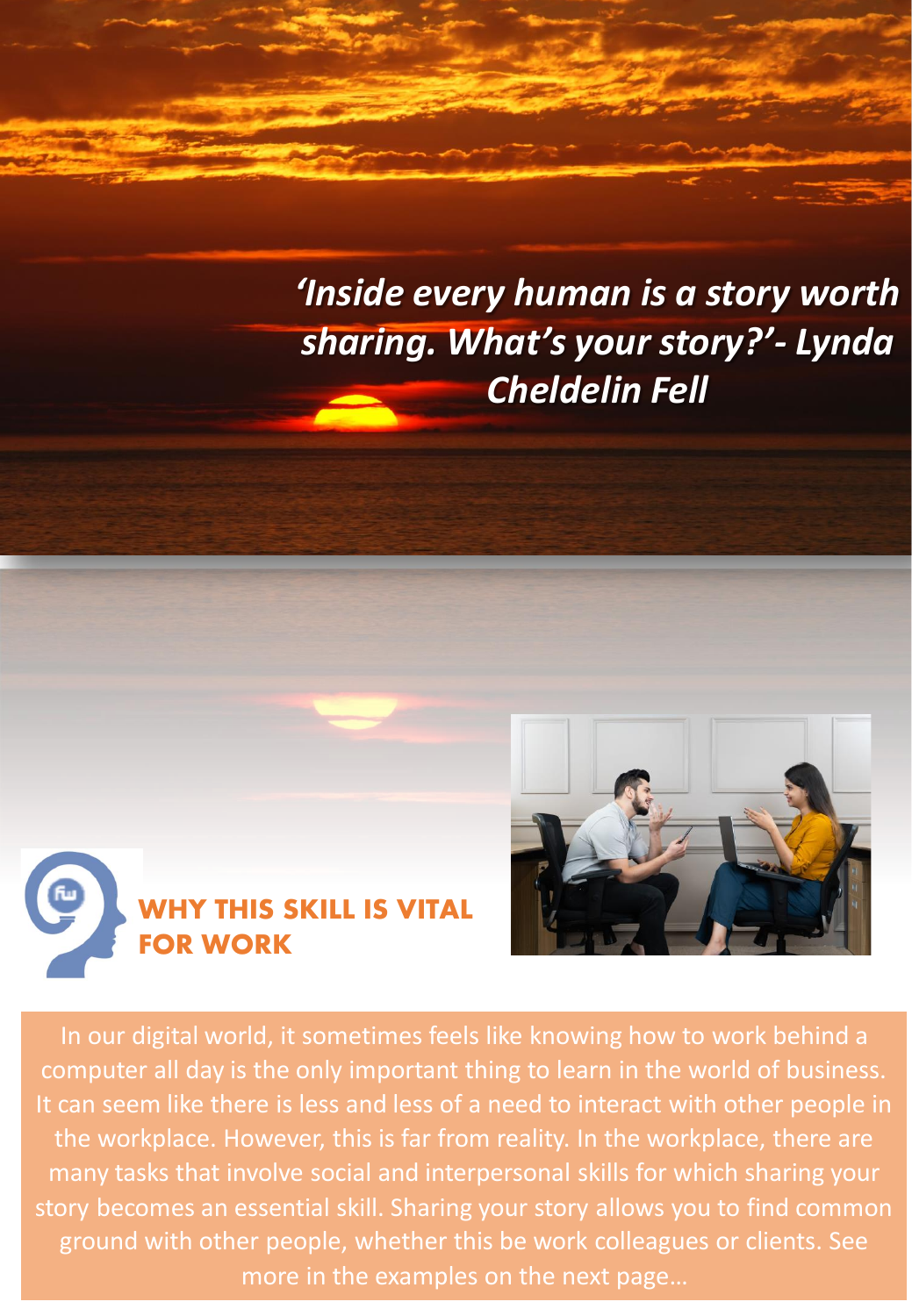*'Inside every human is a story worth sharing. What's your story?'- Lynda Cheldelin Fell*

## WHY THIS SKILL IS VITAL FOR WORK

In our digital world, it sometimes feels like knowing how to work behind a computer all day is the only important thing to learn in the world of business. It can seem like there is less and less of a need to interact with other people in the workplace. However, this is far from reality. In the workplace, there are many tasks that involve social and interpersonal skills for which sharing your story becomes an essential skill. Sharing your story allows you to find common ground with other people, whether this be work colleagues or clients. See more in the examples on the next page…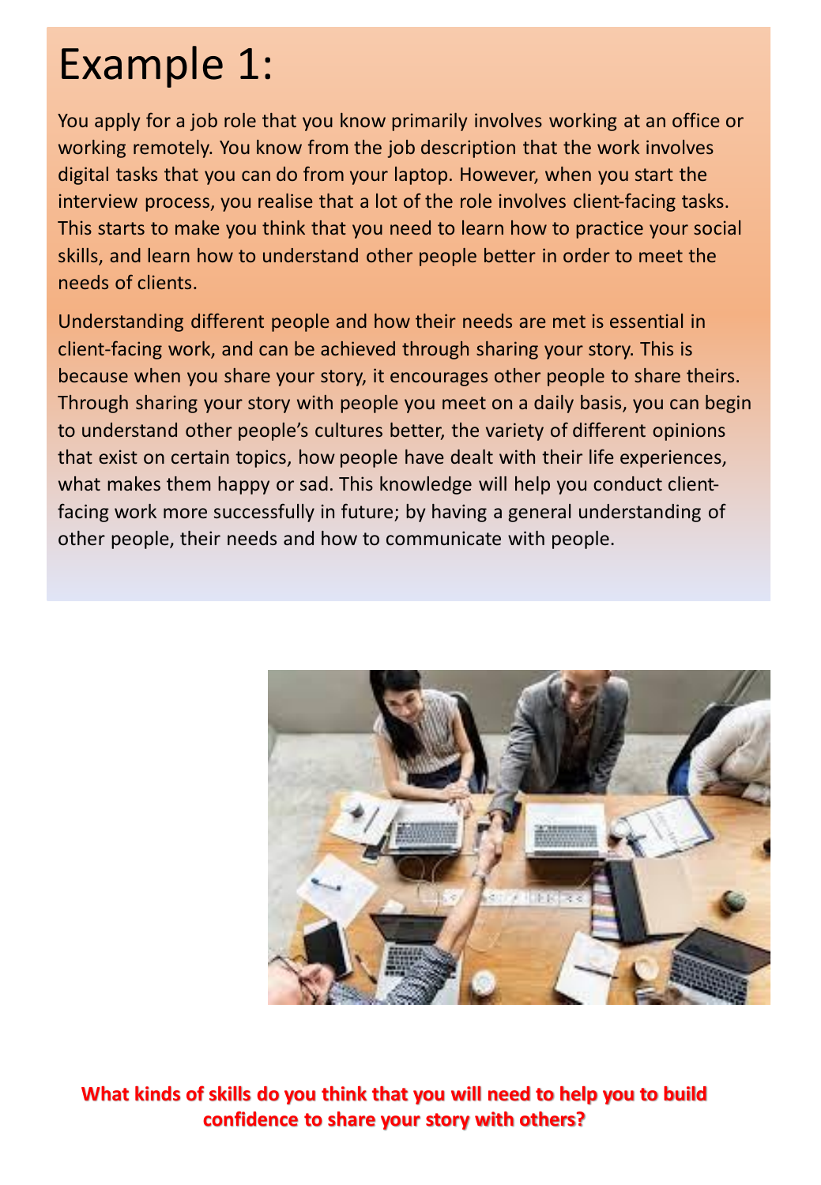# Example 1:

You apply for a job role that you know primarily involves working at an office or working remotely. You know from the job description that the work involves digital tasks that you can do from your laptop. However, when you start the interview process, you realise that a lot of the role involves client-facing tasks. This starts to make you think that you need to learn how to practice your social skills, and learn how to understand other people better in order to meet the needs of clients.

Understanding different people and how their needs are met is essential in client-facing work, and can be achieved through sharing your story. This is because when you share your story, it encourages other people to share theirs. Through sharing your story with people you meet on a daily basis, you can begin to understand other people's cultures better, the variety of different opinions that exist on certain topics, how people have dealt with their life experiences, what makes them happy or sad. This knowledge will help you conduct client-facing work more successfully in future; by having a general understanding of other people, their needs and how to communicate with people.

**What kinds of skills do you think that you will need to help you to build confidence to share your story with others?**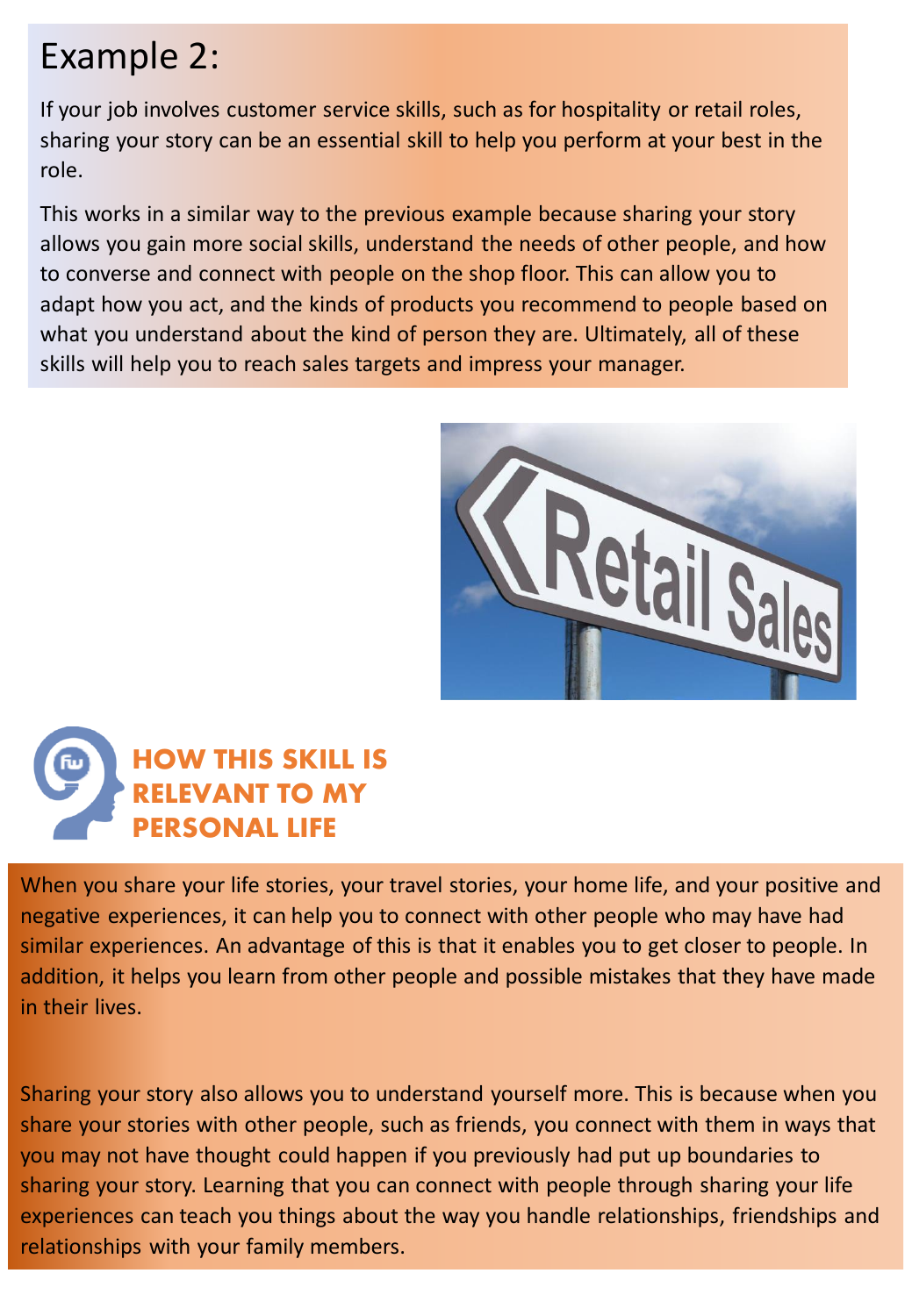## Example 2:

If your job involves customer service skills, such as for hospitality or retail roles, sharing your story can be an essential skill to help you perform at your best in the role.

This works in a similar way to the previous example because sharing your story allows you gain more social skills, understand the needs of other people, and how to converse and connect with people on the shop floor. This can allow you to adapt how you act, and the kinds of products you recommend to people based on what you understand about the kind of person they are. Ultimately, all of these skills will help you to reach sales targets and impress your manager.

## HOW THIS SKILL IS RELEVANT TO MY PERSONAL LIFE

When you share your life stories, your travel stories, your home life, and your positive and negative experiences, it can help you to connect with other people who may have had similar experiences. An advantage of this is that it enables you to get closer to people. In addition, it helps you learn from other people and possible mistakes that they have made in their lives.

Sharing your story also allows you to understand yourself more. This is because when you share your stories with other people, such as friends, you connect with them in ways that you may not have thought could happen if you previously had put up boundaries to sharing your story. Learning that you can connect with people through sharing your life experiences can teach you things about the way you handle relationships, friendships and relationships with your family members.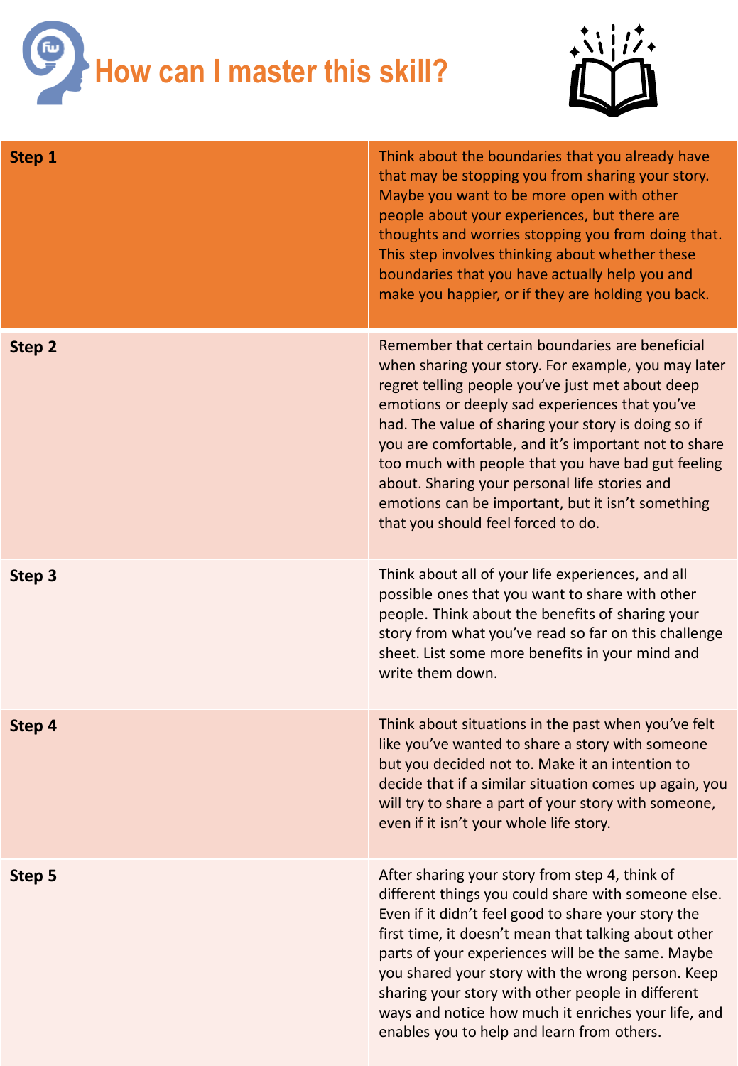# How can I master this skill?

| | |
|---|---|
| **Step 1** | Think about the boundaries that you already have that may be stopping you from sharing your story. Maybe you want to be more open with other people about your experiences, but there are thoughts and worries stopping you from doing that. This step involves thinking about whether these boundaries that you have actually help you and make you happier, or if they are holding you back. |
| **Step 2** | Remember that certain boundaries are beneficial when sharing your story. For example, you may later regret telling people you've just met about deep emotions or deeply sad experiences that you've had. The value of sharing your story is doing so if you are comfortable, and it's important not to share too much with people that you have bad gut feeling about. Sharing your personal life stories and emotions can be important, but it isn't something that you should feel forced to do. |
| **Step 3** | Think about all of your life experiences, and all possible ones that you want to share with other people. Think about the benefits of sharing your story from what you've read so far on this challenge sheet. List some more benefits in your mind and write them down. |
| **Step 4** | Think about situations in the past when you've felt like you've wanted to share a story with someone but you decided not to. Make it an intention to decide that if a similar situation comes up again, you will try to share a part of your story with someone, even if it isn't your whole life story. |
| **Step 5** | After sharing your story from step 4, think of different things you could share with someone else. Even if it didn't feel good to share your story the first time, it doesn't mean that talking about other parts of your experiences will be the same. Maybe you shared your story with the wrong person. Keep sharing your story with other people in different ways and notice how much it enriches your life, and enables you to help and learn from others. |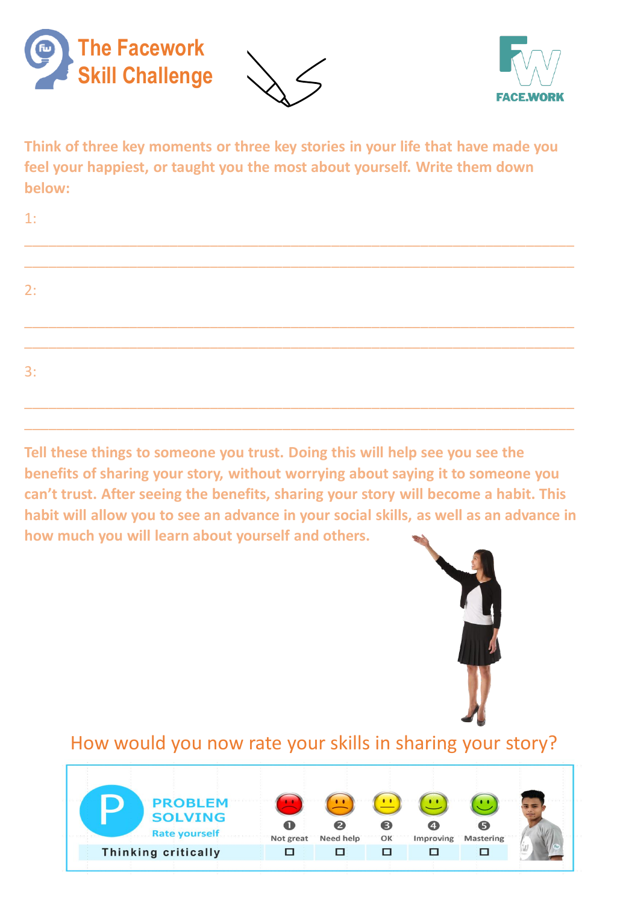# The Facework Skill Challenge

FACE.WORK

**Think of three key moments or three key stories in your life that have made you feel your happiest, or taught you the most about yourself. Write them down below:**

1:

\_\_\_\_\_\_\_\_\_\_\_\_\_\_\_\_\_\_\_\_\_\_\_\_\_\_\_\_\_\_\_\_\_\_\_\_\_\_\_\_\_\_\_\_\_\_\_\_\_\_\_\_\_\_\_\_\_\_\_\_\_\_\_\_\_\_\_\_\_\_

\_\_\_\_\_\_\_\_\_\_\_\_\_\_\_\_\_\_\_\_\_\_\_\_\_\_\_\_\_\_\_\_\_\_\_\_\_\_\_\_\_\_\_\_\_\_\_\_\_\_\_\_\_\_\_\_\_\_\_\_\_\_\_\_\_\_\_\_\_\_

2:

\_\_\_\_\_\_\_\_\_\_\_\_\_\_\_\_\_\_\_\_\_\_\_\_\_\_\_\_\_\_\_\_\_\_\_\_\_\_\_\_\_\_\_\_\_\_\_\_\_\_\_\_\_\_\_\_\_\_\_\_\_\_\_\_\_\_\_\_\_\_

\_\_\_\_\_\_\_\_\_\_\_\_\_\_\_\_\_\_\_\_\_\_\_\_\_\_\_\_\_\_\_\_\_\_\_\_\_\_\_\_\_\_\_\_\_\_\_\_\_\_\_\_\_\_\_\_\_\_\_\_\_\_\_\_\_\_\_\_\_\_

3:

\_\_\_\_\_\_\_\_\_\_\_\_\_\_\_\_\_\_\_\_\_\_\_\_\_\_\_\_\_\_\_\_\_\_\_\_\_\_\_\_\_\_\_\_\_\_\_\_\_\_\_\_\_\_\_\_\_\_\_\_\_\_\_\_\_\_\_\_\_\_

\_\_\_\_\_\_\_\_\_\_\_\_\_\_\_\_\_\_\_\_\_\_\_\_\_\_\_\_\_\_\_\_\_\_\_\_\_\_\_\_\_\_\_\_\_\_\_\_\_\_\_\_\_\_\_\_\_\_\_\_\_\_\_\_\_\_\_\_\_\_

**Tell these things to someone you trust. Doing this will help see you see the benefits of sharing your story, without worrying about saying it to someone you can't trust. After seeing the benefits, sharing your story will become a habit. This habit will allow you to see an advance in your social skills, as well as an advance in how much you will learn about yourself and others.**

## How would you now rate your skills in sharing your story?

| PROBLEM SOLVING – Rate yourself | 1 Not great | 2 Need help | 3 OK | 4 Improving | 5 Mastering |
|---|---|---|---|---|---|
| Thinking critically | ☐ | ☐ | ☐ | ☐ | ☐ |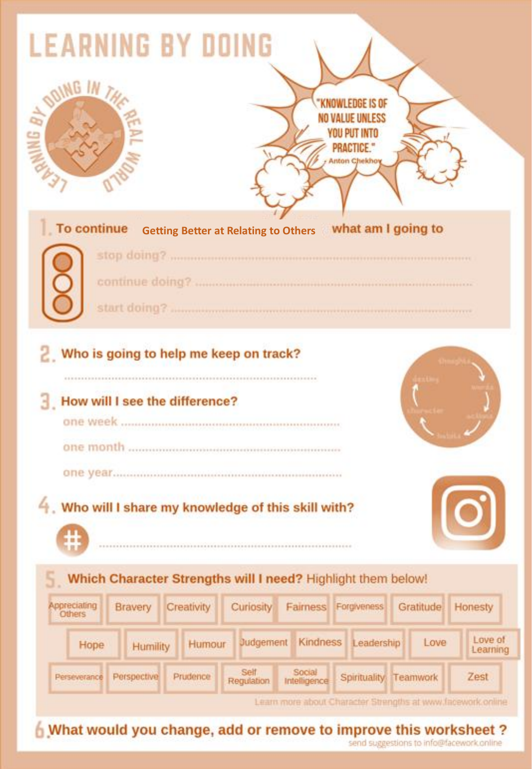# LEARNING BY DOING

LEARNING BY DOING IN THE REAL WORLD

"KNOWLEDGE IS OF NO VALUE UNLESS YOU PUT INTO PRACTICE."
- Anton Chekhov

## 1. To continue Getting Better at Relating to Others what am I going to

stop doing? ..................................................

continue doing? ..................................................

start doing? ..................................................

## 2. Who is going to help me keep on track?

..................................................

## 3. How will I see the difference?

one week ..................................................

one month ..................................................

one year..................................................

thoughts → words → actions → habits → character → destiny

## 4. Who will I share my knowledge of this skill with?

# ..................................................

## 5. Which Character Strengths will I need? Highlight them below!

| | | | | | | | |
|---|---|---|---|---|---|---|---|
| Appreciating Others | Bravery | Creativity | Curiosity | Fairness | Forgiveness | Gratitude | Honesty |
| Hope | Humility | Humour | Judgement | Kindness | Leadership | Love | Love of Learning |
| Perseverance | Perspective | Prudence | Self Regulation | Social Intelligence | Spirituality | Teamwork | Zest |

Learn more about Character Strengths at www.facework.online

## 6. What would you change, add or remove to improve this worksheet ?

send suggestions to info@facework.online